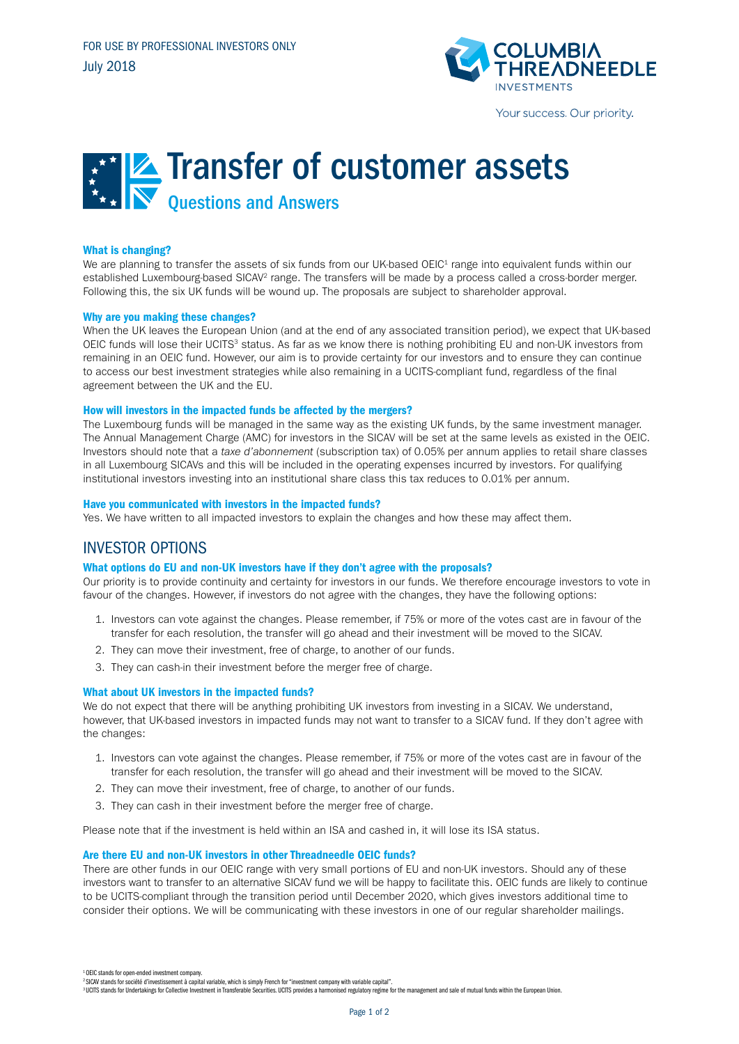FOR USE BY PROFESSIONAL INVESTORS ONLY

July 2018

COLUMBIA THREADNEEDLE INVESTMENTS

Your success. Our priority.

# Transfer of customer assets

## Questions and Answers

### What is changing?

We are planning to transfer the assets of six funds from our UK-based OEIC[1] range into equivalent funds within our established Luxembourg-based SICAV[2] range. The transfers will be made by a process called a cross-border merger. Following this, the six UK funds will be wound up. The proposals are subject to shareholder approval.

### Why are you making these changes?

When the UK leaves the European Union (and at the end of any associated transition period), we expect that UK-based OEIC funds will lose their UCITS[3] status. As far as we know there is nothing prohibiting EU and non-UK investors from remaining in an OEIC fund. However, our aim is to provide certainty for our investors and to ensure they can continue to access our best investment strategies while also remaining in a UCITS-compliant fund, regardless of the final agreement between the UK and the EU.

### How will investors in the impacted funds be affected by the mergers?

The Luxembourg funds will be managed in the same way as the existing UK funds, by the same investment manager. The Annual Management Charge (AMC) for investors in the SICAV will be set at the same levels as existed in the OEIC. Investors should note that a *taxe d'abonnement* (subscription tax) of 0.05% per annum applies to retail share classes in all Luxembourg SICAVs and this will be included in the operating expenses incurred by investors. For qualifying institutional investors investing into an institutional share class this tax reduces to 0.01% per annum.

### Have you communicated with investors in the impacted funds?

Yes. We have written to all impacted investors to explain the changes and how these may affect them.

## INVESTOR OPTIONS

### What options do EU and non-UK investors have if they don't agree with the proposals?

Our priority is to provide continuity and certainty for investors in our funds. We therefore encourage investors to vote in favour of the changes. However, if investors do not agree with the changes, they have the following options:

1. Investors can vote against the changes. Please remember, if 75% or more of the votes cast are in favour of the transfer for each resolution, the transfer will go ahead and their investment will be moved to the SICAV.
2. They can move their investment, free of charge, to another of our funds.
3. They can cash-in their investment before the merger free of charge.

### What about UK investors in the impacted funds?

We do not expect that there will be anything prohibiting UK investors from investing in a SICAV. We understand, however, that UK-based investors in impacted funds may not want to transfer to a SICAV fund. If they don't agree with the changes:

1. Investors can vote against the changes. Please remember, if 75% or more of the votes cast are in favour of the transfer for each resolution, the transfer will go ahead and their investment will be moved to the SICAV.
2. They can move their investment, free of charge, to another of our funds.
3. They can cash in their investment before the merger free of charge.

Please note that if the investment is held within an ISA and cashed in, it will lose its ISA status.

### Are there EU and non-UK investors in other Threadneedle OEIC funds?

There are other funds in our OEIC range with very small portions of EU and non-UK investors. Should any of these investors want to transfer to an alternative SICAV fund we will be happy to facilitate this. OEIC funds are likely to continue to be UCITS-compliant through the transition period until December 2020, which gives investors additional time to consider their options. We will be communicating with these investors in one of our regular shareholder mailings.

[1] OEIC stands for open-ended investment company.
[2] SICAV stands for société d'investissement à capital variable, which is simply French for "investment company with variable capital".
[3] UCITS stands for Undertakings for Collective Investment in Transferable Securities. UCITS provides a harmonised regulatory regime for the management and sale of mutual funds within the European Union.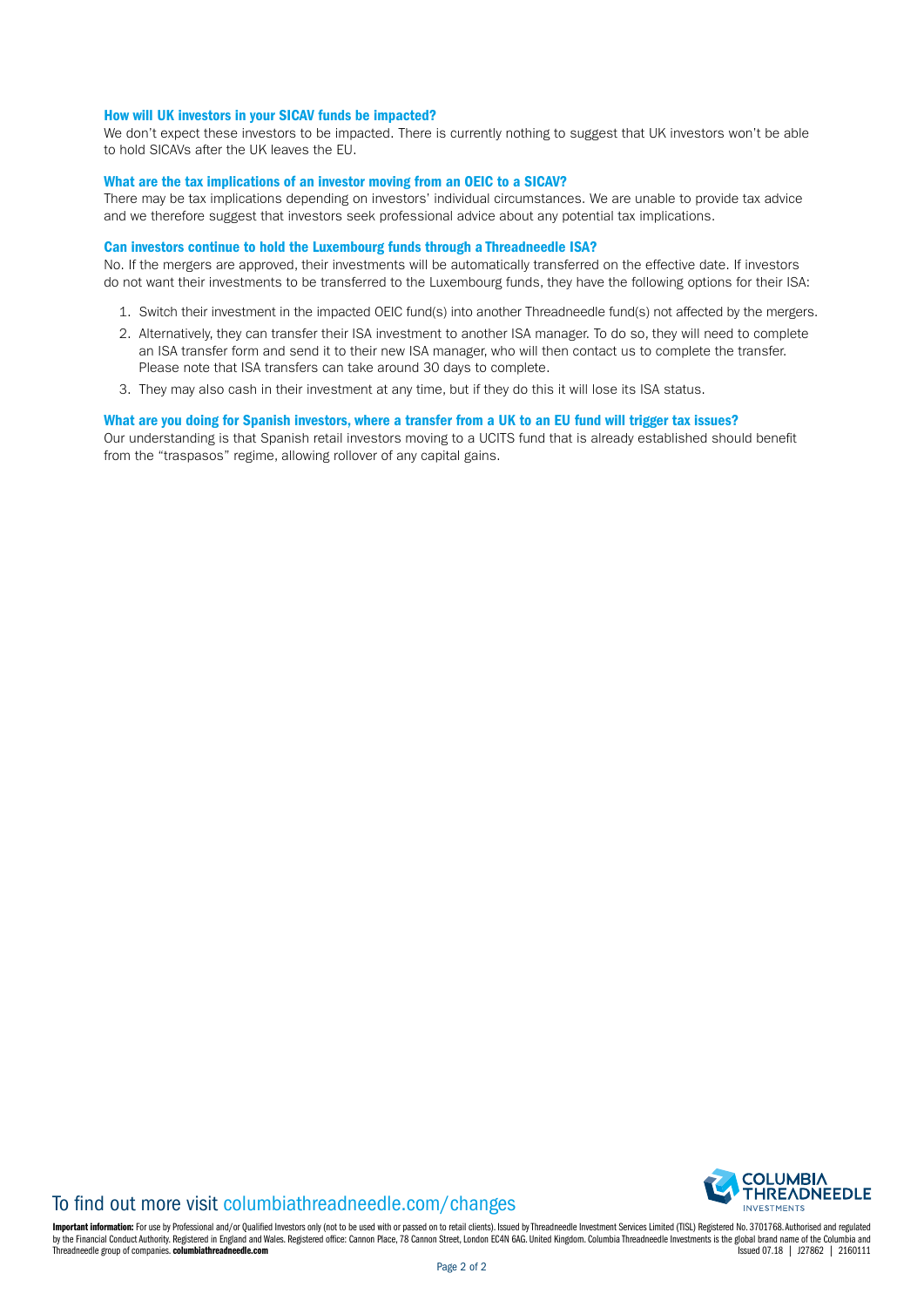### How will UK investors in your SICAV funds be impacted?

We don't expect these investors to be impacted. There is currently nothing to suggest that UK investors won't be able to hold SICAVs after the UK leaves the EU.

### What are the tax implications of an investor moving from an OEIC to a SICAV?

There may be tax implications depending on investors' individual circumstances. We are unable to provide tax advice and we therefore suggest that investors seek professional advice about any potential tax implications.

### Can investors continue to hold the Luxembourg funds through a Threadneedle ISA?

No. If the mergers are approved, their investments will be automatically transferred on the effective date. If investors do not want their investments to be transferred to the Luxembourg funds, they have the following options for their ISA:

1. Switch their investment in the impacted OEIC fund(s) into another Threadneedle fund(s) not affected by the mergers.
2. Alternatively, they can transfer their ISA investment to another ISA manager. To do so, they will need to complete an ISA transfer form and send it to their new ISA manager, who will then contact us to complete the transfer. Please note that ISA transfers can take around 30 days to complete.
3. They may also cash in their investment at any time, but if they do this it will lose its ISA status.

### What are you doing for Spanish investors, where a transfer from a UK to an EU fund will trigger tax issues?

Our understanding is that Spanish retail investors moving to a UCITS fund that is already established should benefit from the "traspasos" regime, allowing rollover of any capital gains.

To find out more visit columbiathreadneedle.com/changes

COLUMBIA THREADNEEDLE INVESTMENTS

**Important information:** For use by Professional and/or Qualified Investors only (not to be used with or passed on to retail clients). Issued by Threadneedle Investment Services Limited (TISL) Registered No. 3701768. Authorised and regulated by the Financial Conduct Authority. Registered in England and Wales. Registered office: Cannon Place, 78 Cannon Street, London EC4N 6AG. United Kingdom. Columbia Threadneedle Investments is the global brand name of the Columbia and Threadneedle group of companies. **columbiathreadneedle.com**

Issued 07.18 | J27862 | 2160111